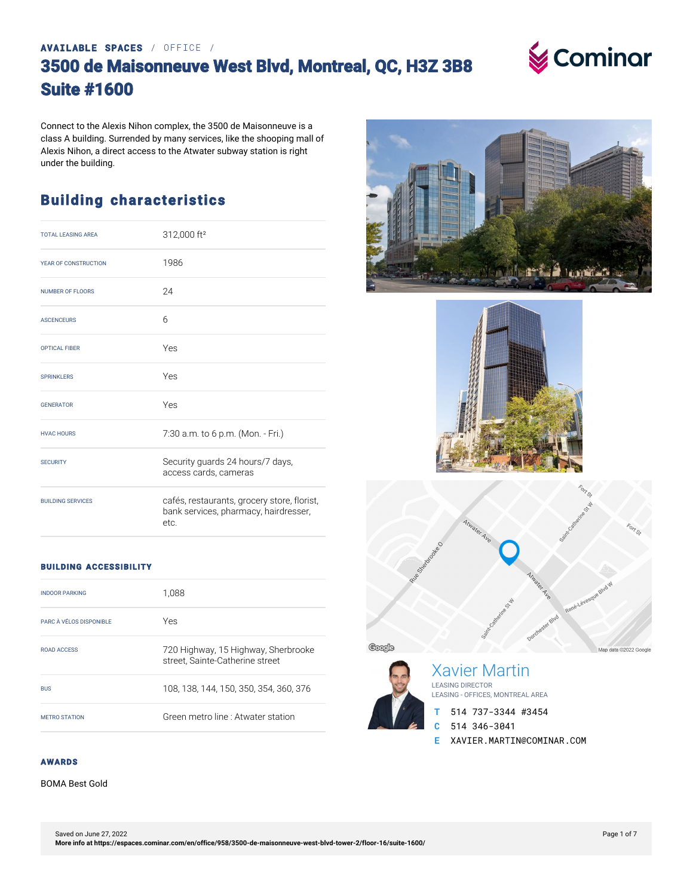AVAILABLE SPACES / OFFICE /

# 3500 de Maisonneuve West Blvd, Montreal, QC, H3Z 3B8 Suite #1600

Connect to the Alexis Nihon complex, the 3500 de Maisonneuve is a class A building. Surrended by many services, like the shooping mall of Alexis Nihon, a direct access to the Atwater subway station is right under the building.

## Building characteristics

| | |
|---|---|
| TOTAL LEASING AREA | 312,000 ft² |
| YEAR OF CONSTRUCTION | 1986 |
| NUMBER OF FLOORS | 24 |
| ASCENCEURS | 6 |
| OPTICAL FIBER | Yes |
| SPRINKLERS | Yes |
| GENERATOR | Yes |
| HVAC HOURS | 7:30 a.m. to 6 p.m. (Mon. - Fri.) |
| SECURITY | Security guards 24 hours/7 days, access cards, cameras |
| BUILDING SERVICES | cafés, restaurants, grocery store, florist, bank services, pharmacy, hairdresser, etc. |

### BUILDING ACCESSIBILITY

| | |
|---|---|
| INDOOR PARKING | 1,088 |
| PARC À VÉLOS DISPONIBLE | Yes |
| ROAD ACCESS | 720 Highway, 15 Highway, Sherbrooke street, Sainte-Catherine street |
| BUS | 108, 138, 144, 150, 350, 354, 360, 376 |
| METRO STATION | Green metro line : Atwater station |

### AWARDS

BOMA Best Gold

Xavier Martin
LEASING DIRECTOR
LEASING - OFFICES, MONTREAL AREA

T 514 737-3344 #3454
C 514 346-3041
E XAVIER.MARTIN@COMINAR.COM

Saved on June 27, 2022
More info at https://espaces.cominar.com/en/office/958/3500-de-maisonneuve-west-blvd-tower-2/floor-16/suite-1600/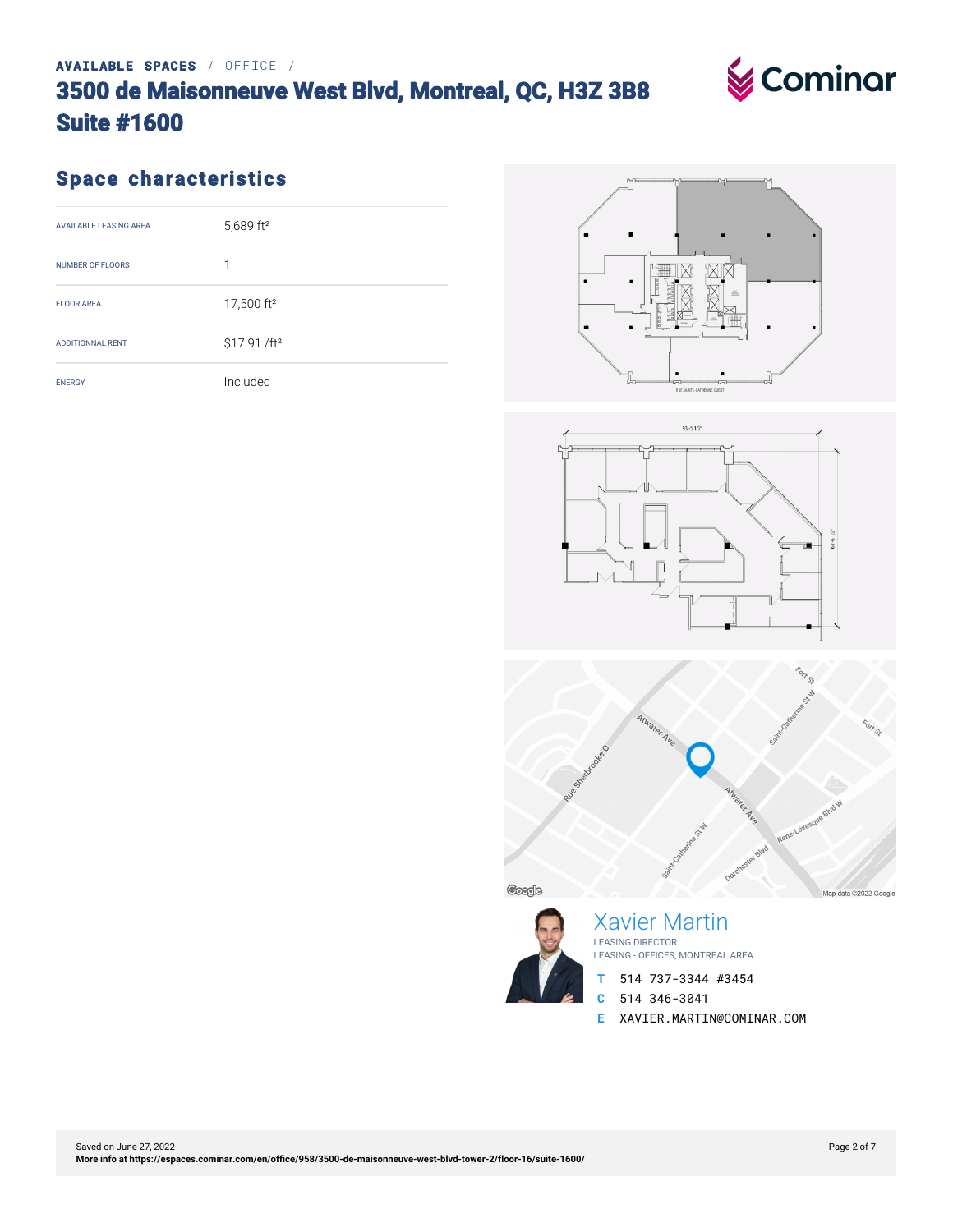AVAILABLE SPACES / OFFICE /

# 3500 de Maisonneuve West Blvd, Montreal, QC, H3Z 3B8 Suite #1600

## Space characteristics

| | |
|---|---|
| AVAILABLE LEASING AREA | 5,689 ft² |
| NUMBER OF FLOORS | 1 |
| FLOOR AREA | 17,500 ft² |
| ADDITIONNAL RENT | $17.91 /ft² |
| ENERGY | Included |

Xavier Martin
LEASING DIRECTOR
LEASING - OFFICES, MONTREAL AREA

T 514 737-3344 #3454
C 514 346-3041
E XAVIER.MARTIN@COMINAR.COM

Saved on June 27, 2022
More info at https://espaces.cominar.com/en/office/958/3500-de-maisonneuve-west-blvd-tower-2/floor-16/suite-1600/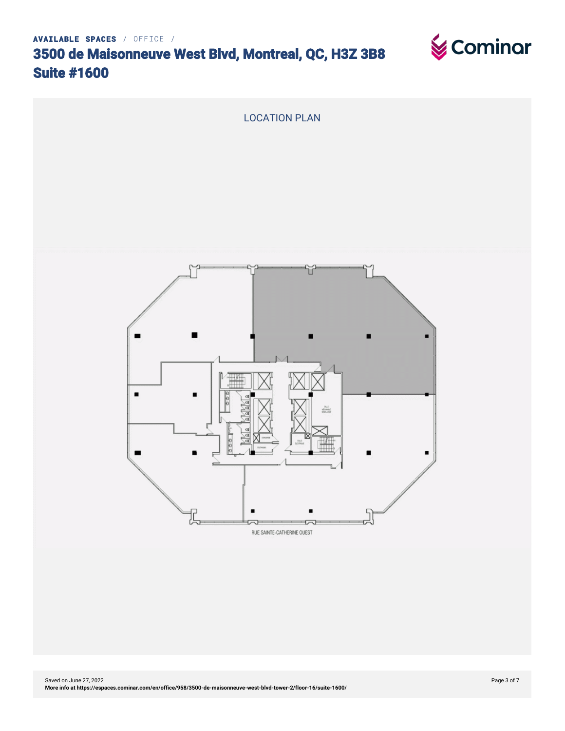AVAILABLE SPACES / OFFICE /

# 3500 de Maisonneuve West Blvd, Montreal, QC, H3Z 3B8
# Suite #1600

## LOCATION PLAN

RUE SAINTE-CATHERINE OUEST

Saved on June 27, 2022
**More info at https://espaces.cominar.com/en/office/958/3500-de-maisonneuve-west-blvd-tower-2/floor-16/suite-1600/**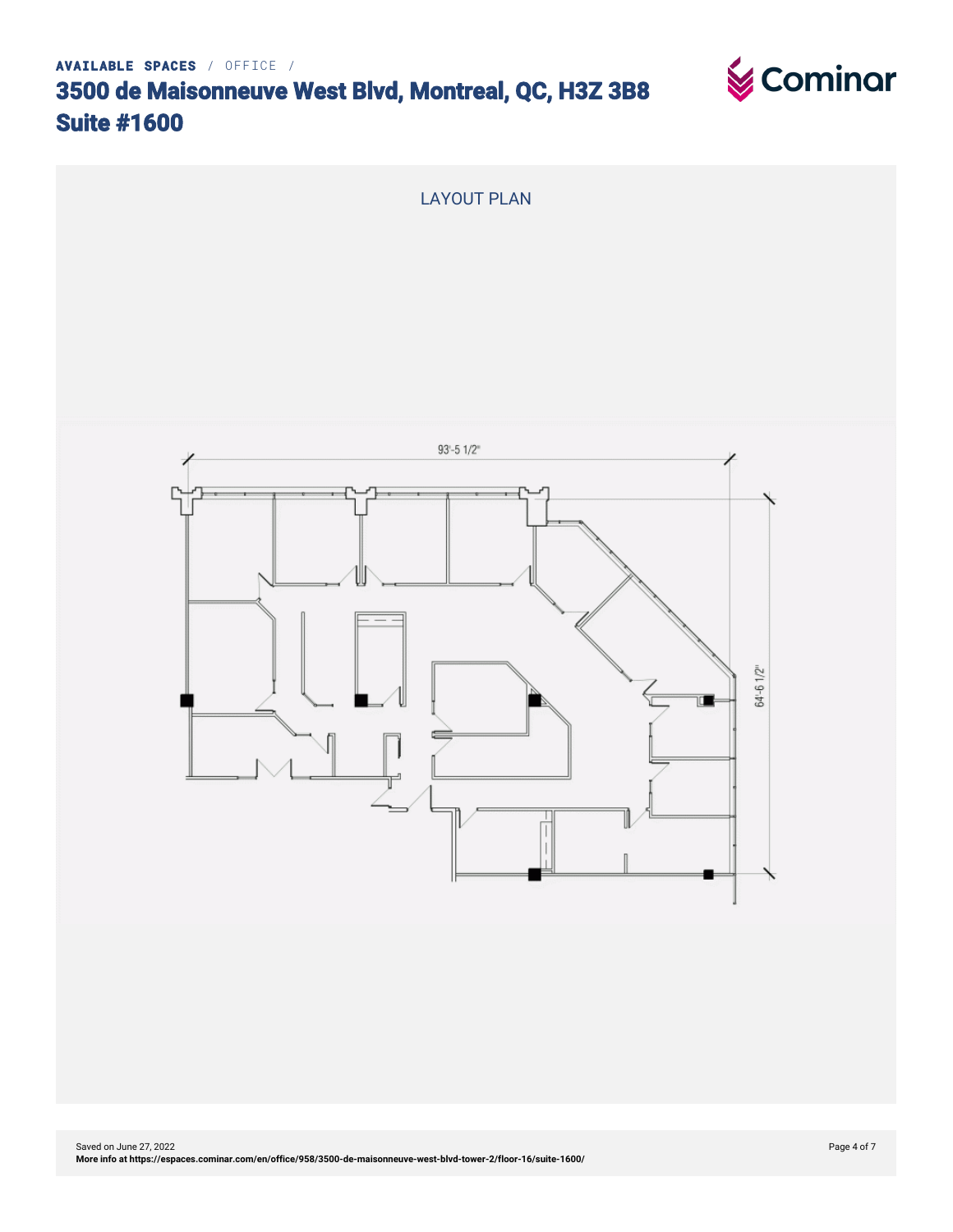AVAILABLE SPACES / OFFICE /

# 3500 de Maisonneuve West Blvd, Montreal, QC, H3Z 3B8
# Suite #1600

## LAYOUT PLAN

93'-5 1/2"

64'-6 1/2"

Saved on June 27, 2022
**More info at https://espaces.cominar.com/en/office/958/3500-de-maisonneuve-west-blvd-tower-2/floor-16/suite-1600/**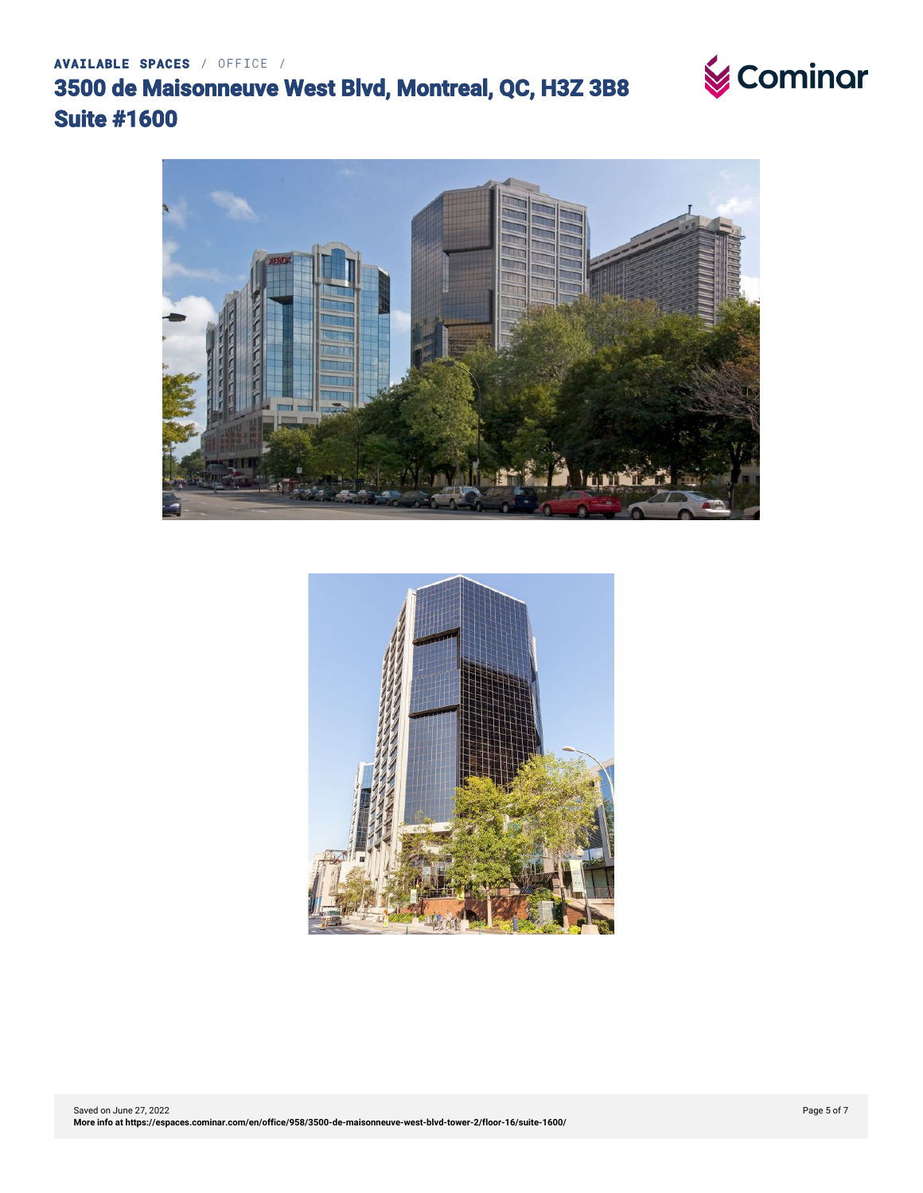AVAILABLE SPACES / OFFICE /

# 3500 de Maisonneuve West Blvd, Montreal, QC, H3Z 3B8
# Suite #1600

Saved on June 27, 2022
**More info at https://espaces.cominar.com/en/office/958/3500-de-maisonneuve-west-blvd-tower-2/floor-16/suite-1600/**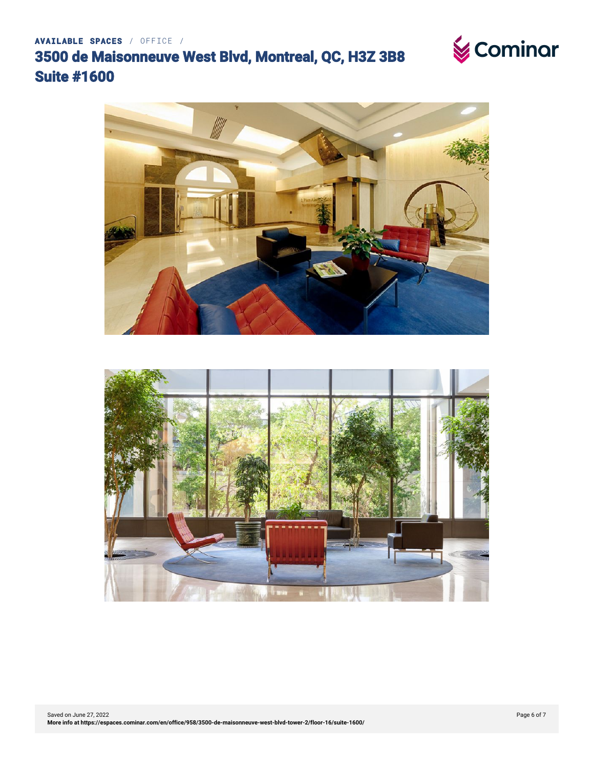AVAILABLE SPACES / OFFICE /

# 3500 de Maisonneuve West Blvd, Montreal, QC, H3Z 3B8
# Suite #1600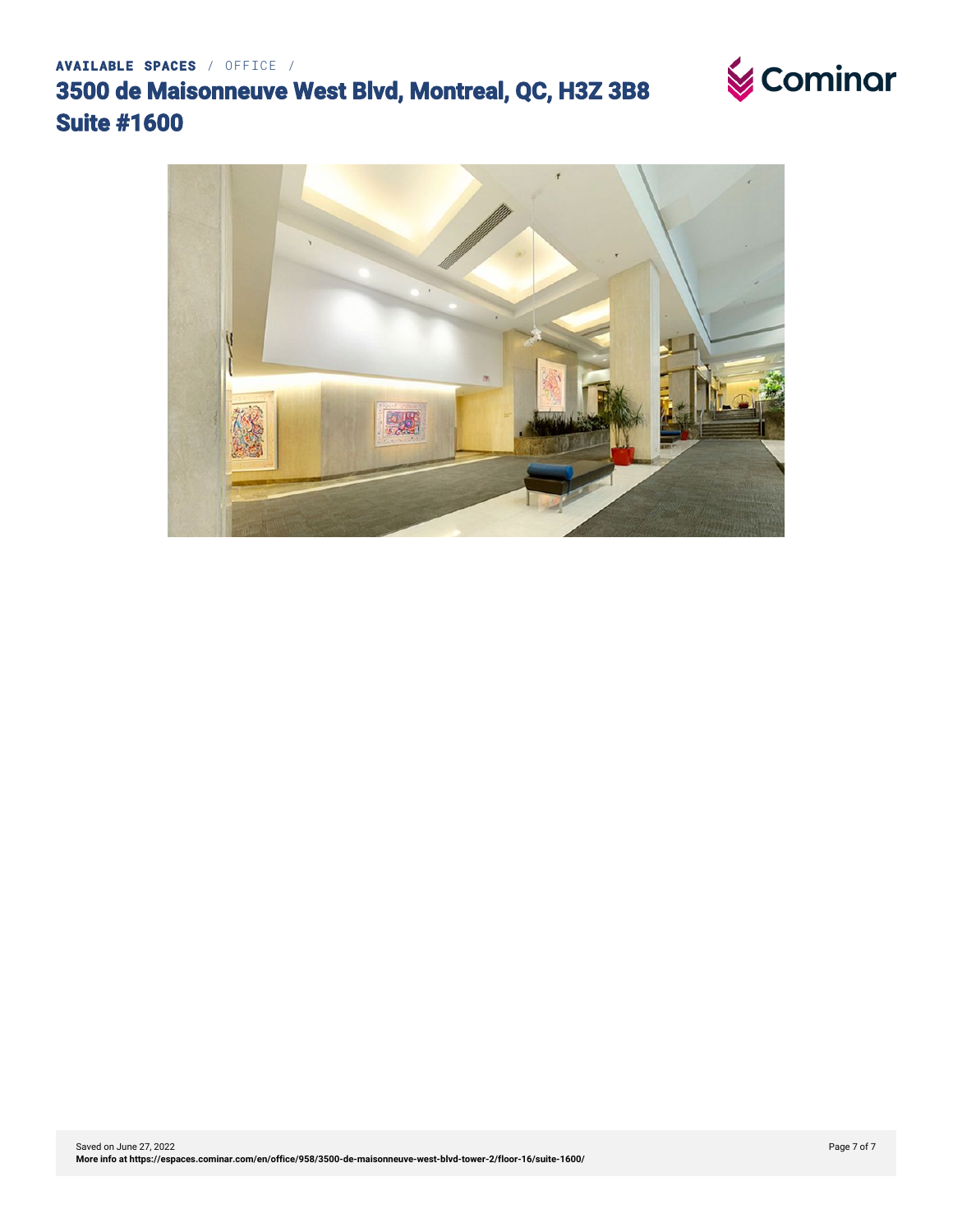AVAILABLE SPACES / OFFICE /

# 3500 de Maisonneuve West Blvd, Montreal, QC, H3Z 3B8 Suite #1600

Saved on June 27, 2022

More info at https://espaces.cominar.com/en/office/958/3500-de-maisonneuve-west-blvd-tower-2/floor-16/suite-1600/